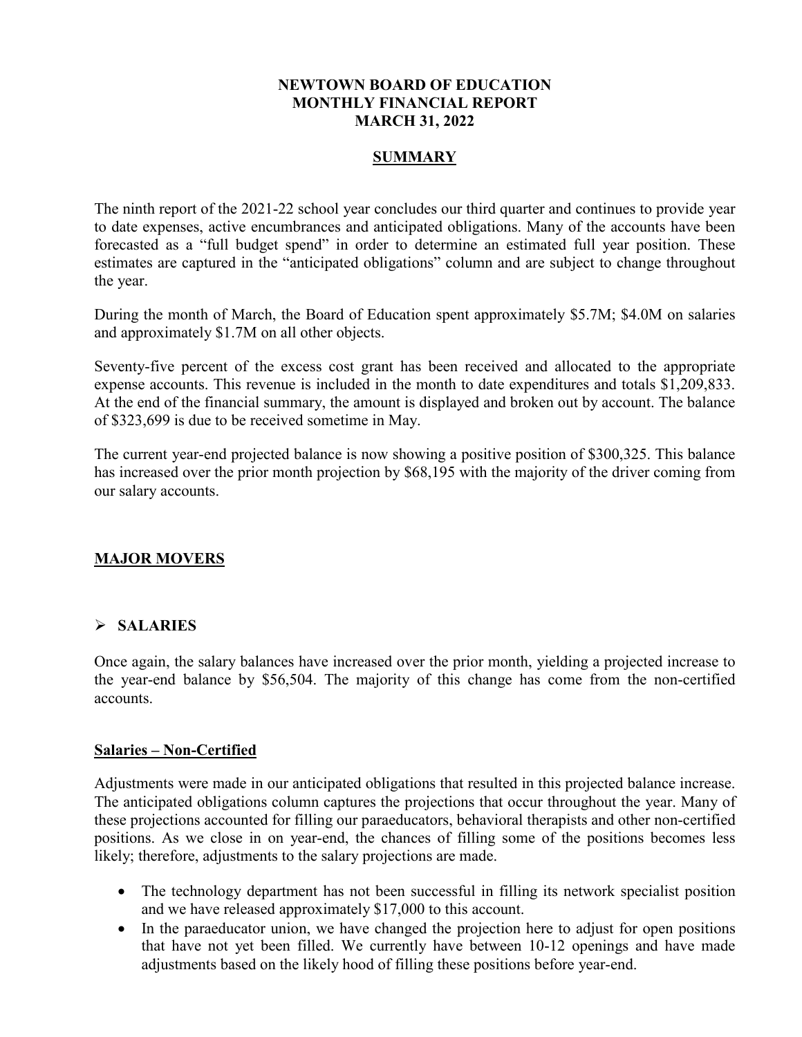**NEWTOWN BOARD OF EDUCATION**
**MONTHLY FINANCIAL REPORT**
**MARCH 31, 2022**

## SUMMARY

The ninth report of the 2021-22 school year concludes our third quarter and continues to provide year to date expenses, active encumbrances and anticipated obligations. Many of the accounts have been forecasted as a "full budget spend" in order to determine an estimated full year position. These estimates are captured in the "anticipated obligations" column and are subject to change throughout the year.

During the month of March, the Board of Education spent approximately $5.7M; $4.0M on salaries and approximately $1.7M on all other objects.

Seventy-five percent of the excess cost grant has been received and allocated to the appropriate expense accounts. This revenue is included in the month to date expenditures and totals $1,209,833. At the end of the financial summary, the amount is displayed and broken out by account. The balance of $323,699 is due to be received sometime in May.

The current year-end projected balance is now showing a positive position of $300,325. This balance has increased over the prior month projection by $68,195 with the majority of the driver coming from our salary accounts.

## MAJOR MOVERS

### ➢ SALARIES

Once again, the salary balances have increased over the prior month, yielding a projected increase to the year-end balance by $56,504. The majority of this change has come from the non-certified accounts.

#### Salaries – Non-Certified

Adjustments were made in our anticipated obligations that resulted in this projected balance increase. The anticipated obligations column captures the projections that occur throughout the year. Many of these projections accounted for filling our paraeducators, behavioral therapists and other non-certified positions. As we close in on year-end, the chances of filling some of the positions becomes less likely; therefore, adjustments to the salary projections are made.

- The technology department has not been successful in filling its network specialist position and we have released approximately $17,000 to this account.
- In the paraeducator union, we have changed the projection here to adjust for open positions that have not yet been filled. We currently have between 10-12 openings and have made adjustments based on the likely hood of filling these positions before year-end.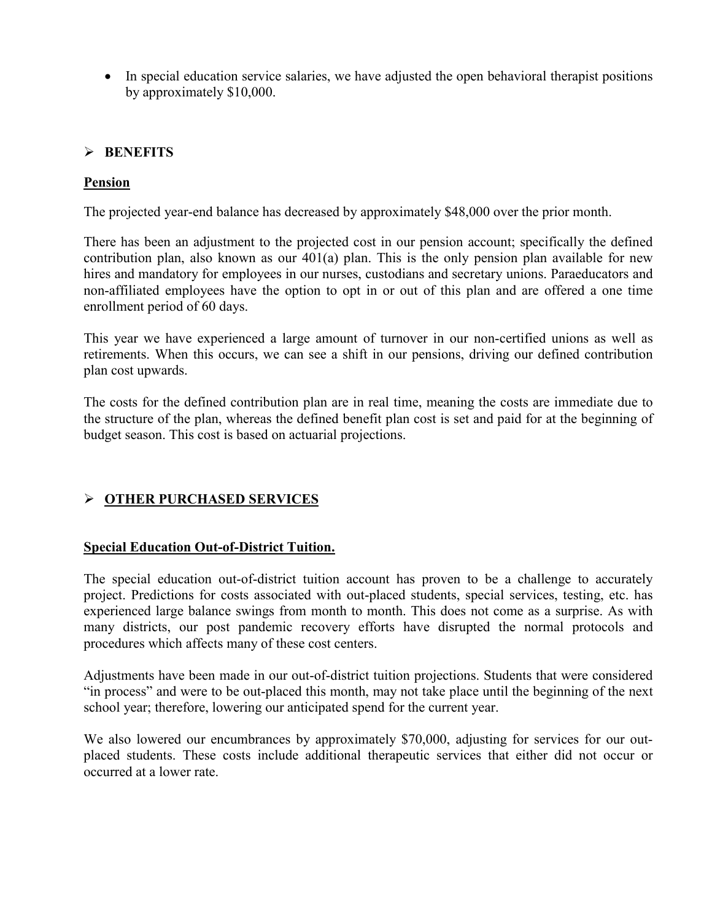- In special education service salaries, we have adjusted the open behavioral therapist positions by approximately $10,000.

## ➢ BENEFITS

**Pension**

The projected year-end balance has decreased by approximately $48,000 over the prior month.

There has been an adjustment to the projected cost in our pension account; specifically the defined contribution plan, also known as our 401(a) plan. This is the only pension plan available for new hires and mandatory for employees in our nurses, custodians and secretary unions. Paraeducators and non-affiliated employees have the option to opt in or out of this plan and are offered a one time enrollment period of 60 days.

This year we have experienced a large amount of turnover in our non-certified unions as well as retirements. When this occurs, we can see a shift in our pensions, driving our defined contribution plan cost upwards.

The costs for the defined contribution plan are in real time, meaning the costs are immediate due to the structure of the plan, whereas the defined benefit plan cost is set and paid for at the beginning of budget season. This cost is based on actuarial projections.

## ➢ OTHER PURCHASED SERVICES

**Special Education Out-of-District Tuition.**

The special education out-of-district tuition account has proven to be a challenge to accurately project. Predictions for costs associated with out-placed students, special services, testing, etc. has experienced large balance swings from month to month. This does not come as a surprise. As with many districts, our post pandemic recovery efforts have disrupted the normal protocols and procedures which affects many of these cost centers.

Adjustments have been made in our out-of-district tuition projections. Students that were considered "in process" and were to be out-placed this month, may not take place until the beginning of the next school year; therefore, lowering our anticipated spend for the current year.

We also lowered our encumbrances by approximately $70,000, adjusting for services for our out-placed students. These costs include additional therapeutic services that either did not occur or occurred at a lower rate.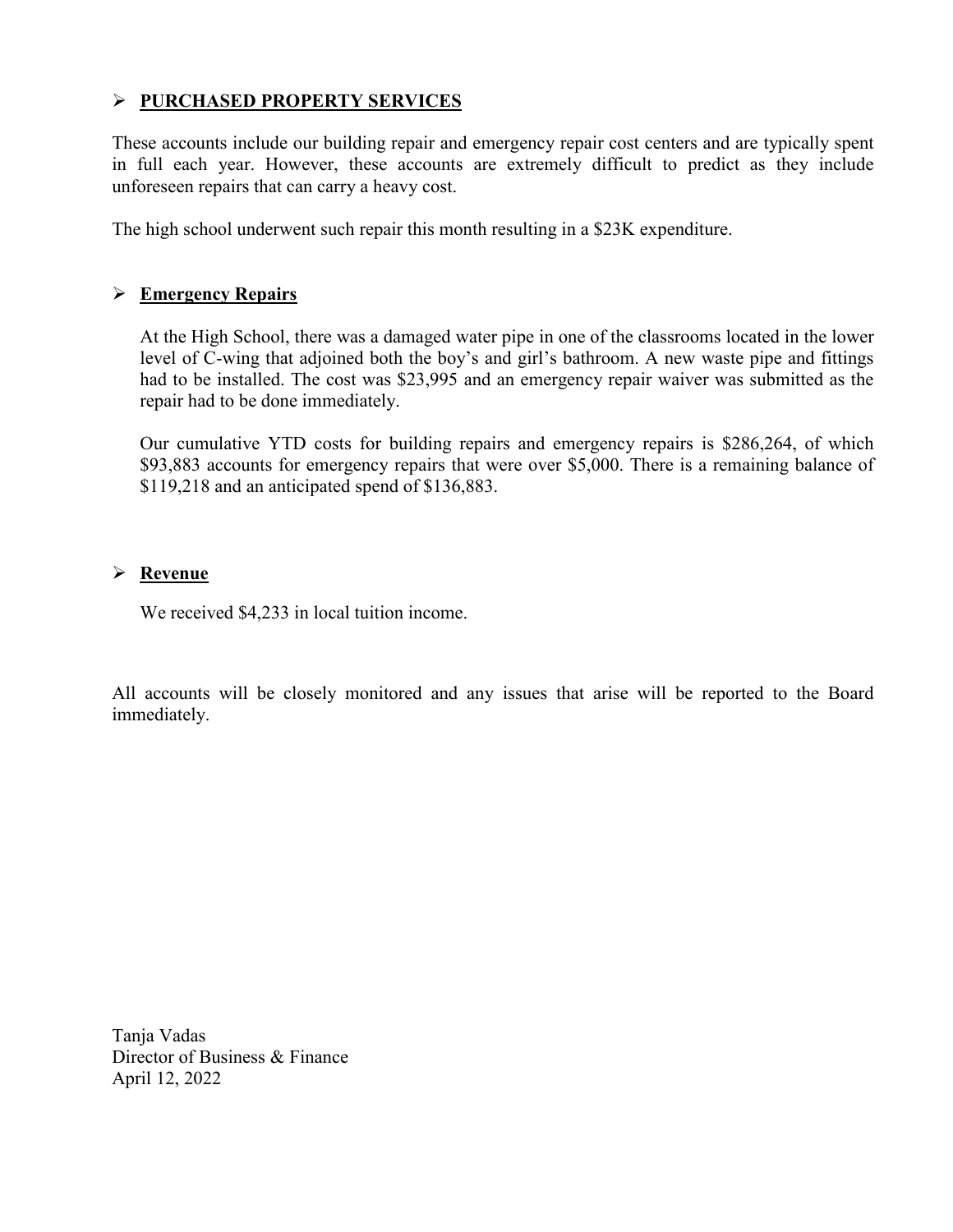- **PURCHASED PROPERTY SERVICES**

These accounts include our building repair and emergency repair cost centers and are typically spent in full each year. However, these accounts are extremely difficult to predict as they include unforeseen repairs that can carry a heavy cost.

The high school underwent such repair this month resulting in a $23K expenditure.

- **Emergency Repairs**

  At the High School, there was a damaged water pipe in one of the classrooms located in the lower level of C-wing that adjoined both the boy's and girl's bathroom. A new waste pipe and fittings had to be installed. The cost was $23,995 and an emergency repair waiver was submitted as the repair had to be done immediately.

  Our cumulative YTD costs for building repairs and emergency repairs is $286,264, of which $93,883 accounts for emergency repairs that were over $5,000. There is a remaining balance of $119,218 and an anticipated spend of $136,883.

- **Revenue**

  We received $4,233 in local tuition income.

All accounts will be closely monitored and any issues that arise will be reported to the Board immediately.

Tanja Vadas
Director of Business & Finance
April 12, 2022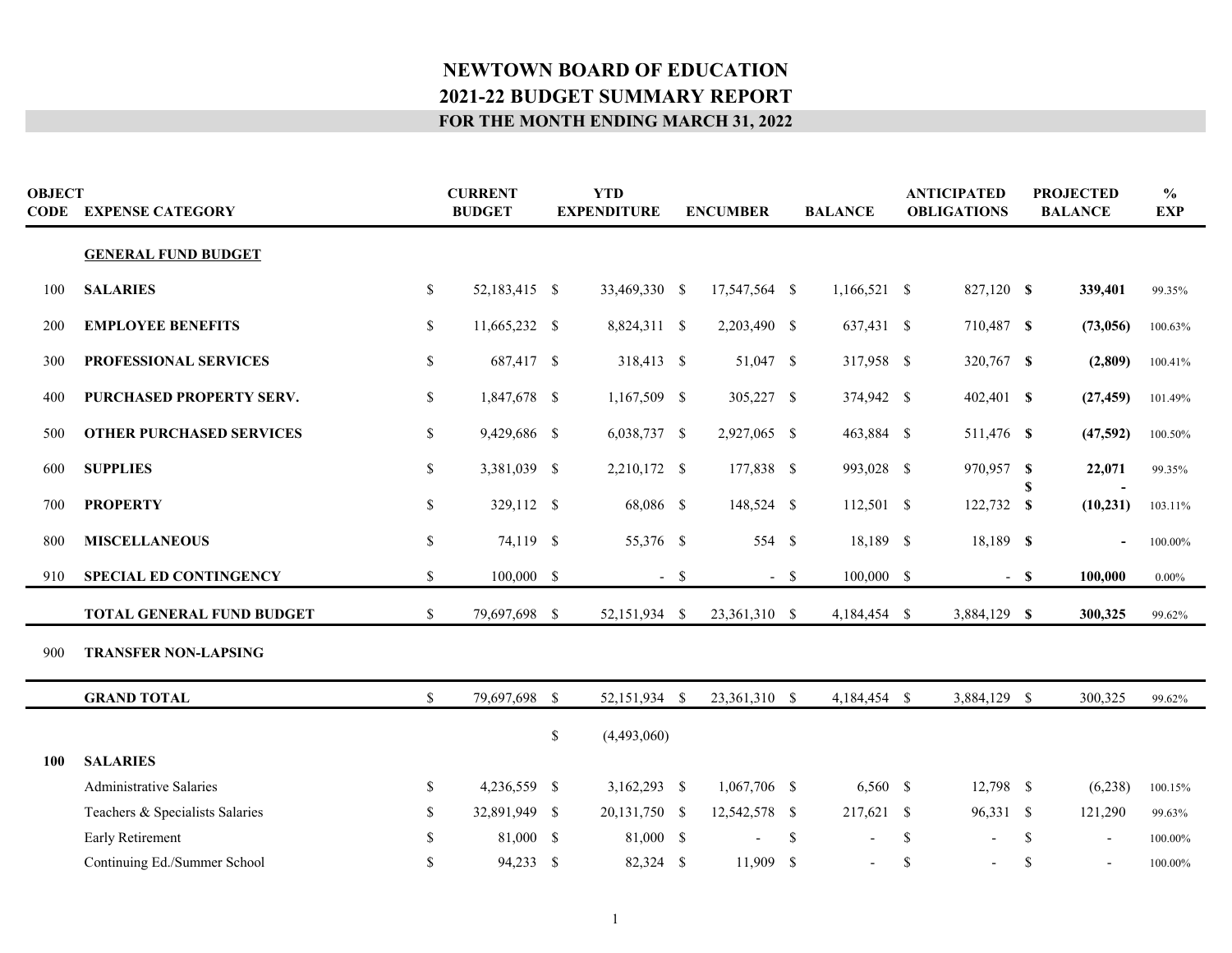# NEWTOWN BOARD OF EDUCATION
## 2021-22 BUDGET SUMMARY REPORT
### FOR THE MONTH ENDING MARCH 31, 2022

| OBJECT CODE | EXPENSE CATEGORY | CURRENT BUDGET | YTD EXPENDITURE | ENCUMBER | BALANCE | ANTICIPATED OBLIGATIONS | PROJECTED BALANCE | % EXP |
|---|---|---|---|---|---|---|---|---|
| | **GENERAL FUND BUDGET** | | | | | | | |
| 100 | **SALARIES** | $ 52,183,415 | $ 33,469,330 | $ 17,547,564 | $ 1,166,521 | $ 827,120 | **$ 339,401** | 99.35% |
| 200 | **EMPLOYEE BENEFITS** | $ 11,665,232 | $ 8,824,311 | $ 2,203,490 | $ 637,431 | $ 710,487 | **$ (73,056)** | 100.63% |
| 300 | **PROFESSIONAL SERVICES** | $ 687,417 | $ 318,413 | $ 51,047 | $ 317,958 | $ 320,767 | **$ (2,809)** | 100.41% |
| 400 | **PURCHASED PROPERTY SERV.** | $ 1,847,678 | $ 1,167,509 | $ 305,227 | $ 374,942 | $ 402,401 | **$ (27,459)** | 101.49% |
| 500 | **OTHER PURCHASED SERVICES** | $ 9,429,686 | $ 6,038,737 | $ 2,927,065 | $ 463,884 | $ 511,476 | **$ (47,592)** | 100.50% |
| 600 | **SUPPLIES** | $ 3,381,039 | $ 2,210,172 | $ 177,838 | $ 993,028 | $ 970,957 | **$ 22,071** | 99.35% |
| | | | | | | | **$ -** | |
| 700 | **PROPERTY** | $ 329,112 | $ 68,086 | $ 148,524 | $ 112,501 | $ 122,732 | **$ (10,231)** | 103.11% |
| 800 | **MISCELLANEOUS** | $ 74,119 | $ 55,376 | $ 554 | $ 18,189 | $ 18,189 | **$ -** | 100.00% |
| 910 | **SPECIAL ED CONTINGENCY** | $ 100,000 | $ - | $ - | $ 100,000 | $ - | **$ 100,000** | 0.00% |
| | **TOTAL GENERAL FUND BUDGET** | $ 79,697,698 | $ 52,151,934 | $ 23,361,310 | $ 4,184,454 | $ 3,884,129 | **$ 300,325** | 99.62% |
| 900 | **TRANSFER NON-LAPSING** | | | | | | | |
| | **GRAND TOTAL** | $ 79,697,698 | $ 52,151,934 | $ 23,361,310 | $ 4,184,454 | $ 3,884,129 | $ 300,325 | 99.62% |
| | | | $ (4,493,060) | | | | | |
| **100** | **SALARIES** | | | | | | | |
| | Administrative Salaries | $ 4,236,559 | $ 3,162,293 | $ 1,067,706 | $ 6,560 | $ 12,798 | $ (6,238) | 100.15% |
| | Teachers & Specialists Salaries | $ 32,891,949 | $ 20,131,750 | $ 12,542,578 | $ 217,621 | $ 96,331 | $ 121,290 | 99.63% |
| | Early Retirement | $ 81,000 | $ 81,000 | $ - | $ - | $ - | $ - | 100.00% |
| | Continuing Ed./Summer School | $ 94,233 | $ 82,324 | $ 11,909 | $ - | $ - | $ - | 100.00% |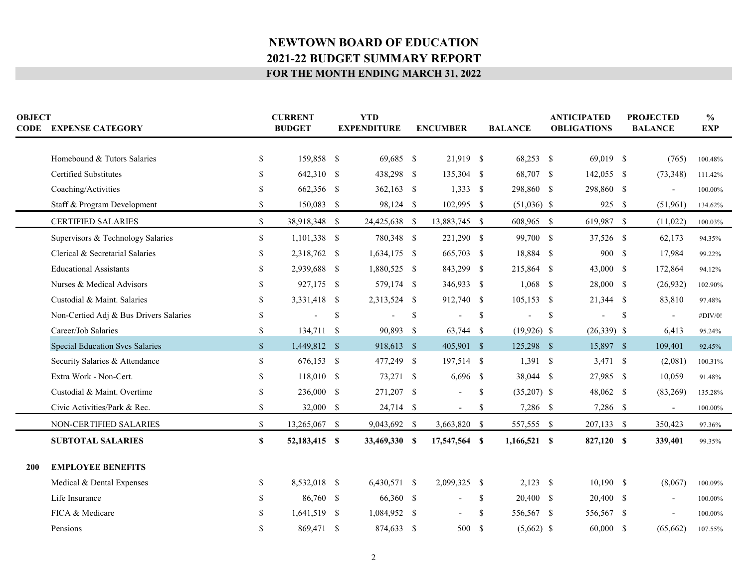# NEWTOWN BOARD OF EDUCATION
## 2021-22 BUDGET SUMMARY REPORT
### FOR THE MONTH ENDING MARCH 31, 2022

| OBJECT CODE | EXPENSE CATEGORY | CURRENT BUDGET | YTD EXPENDITURE | ENCUMBER | BALANCE | ANTICIPATED OBLIGATIONS | PROJECTED BALANCE | % EXP |
|---|---|---|---|---|---|---|---|---|
| | Homebound & Tutors Salaries | $ 159,858 | $ 69,685 | $ 21,919 | $ 68,253 | $ 69,019 | $ (765) | 100.48% |
| | Certified Substitutes | $ 642,310 | $ 438,298 | $ 135,304 | $ 68,707 | $ 142,055 | $ (73,348) | 111.42% |
| | Coaching/Activities | $ 662,356 | $ 362,163 | $ 1,333 | $ 298,860 | $ 298,860 | $ - | 100.00% |
| | Staff & Program Development | $ 150,083 | $ 98,124 | $ 102,995 | $ (51,036) | $ 925 | $ (51,961) | 134.62% |
| | CERTIFIED SALARIES | $ 38,918,348 | $ 24,425,638 | $ 13,883,745 | $ 608,965 | $ 619,987 | $ (11,022) | 100.03% |
| | Supervisors & Technology Salaries | $ 1,101,338 | $ 780,348 | $ 221,290 | $ 99,700 | $ 37,526 | $ 62,173 | 94.35% |
| | Clerical & Secretarial Salaries | $ 2,318,762 | $ 1,634,175 | $ 665,703 | $ 18,884 | $ 900 | $ 17,984 | 99.22% |
| | Educational Assistants | $ 2,939,688 | $ 1,880,525 | $ 843,299 | $ 215,864 | $ 43,000 | $ 172,864 | 94.12% |
| | Nurses & Medical Advisors | $ 927,175 | $ 579,174 | $ 346,933 | $ 1,068 | $ 28,000 | $ (26,932) | 102.90% |
| | Custodial & Maint. Salaries | $ 3,331,418 | $ 2,313,524 | $ 912,740 | $ 105,153 | $ 21,344 | $ 83,810 | 97.48% |
| | Non-Certied Adj & Bus Drivers Salaries | $ - | $ - | $ - | $ - | $ - | $ - | #DIV/0! |
| | Career/Job Salaries | $ 134,711 | $ 90,893 | $ 63,744 | $ (19,926) | $ (26,339) | $ 6,413 | 95.24% |
| | Special Education Svcs Salaries | $ 1,449,812 | $ 918,613 | $ 405,901 | $ 125,298 | $ 15,897 | $ 109,401 | 92.45% |
| | Security Salaries & Attendance | $ 676,153 | $ 477,249 | $ 197,514 | $ 1,391 | $ 3,471 | $ (2,081) | 100.31% |
| | Extra Work - Non-Cert. | $ 118,010 | $ 73,271 | $ 6,696 | $ 38,044 | $ 27,985 | $ 10,059 | 91.48% |
| | Custodial & Maint. Overtime | $ 236,000 | $ 271,207 | $ - | $ (35,207) | $ 48,062 | $ (83,269) | 135.28% |
| | Civic Activities/Park & Rec. | $ 32,000 | $ 24,714 | $ - | $ 7,286 | $ 7,286 | $ - | 100.00% |
| | NON-CERTIFIED SALARIES | $ 13,265,067 | $ 9,043,692 | $ 3,663,820 | $ 557,555 | $ 207,133 | $ 350,423 | 97.36% |
| | **SUBTOTAL SALARIES** | **$ 52,183,415** | **$ 33,469,330** | **$ 17,547,564** | **$ 1,166,521** | **$ 827,120** | **$ 339,401** | 99.35% |
| **200** | **EMPLOYEE BENEFITS** | | | | | | | |
| | Medical & Dental Expenses | $ 8,532,018 | $ 6,430,571 | $ 2,099,325 | $ 2,123 | $ 10,190 | $ (8,067) | 100.09% |
| | Life Insurance | $ 86,760 | $ 66,360 | $ - | $ 20,400 | $ 20,400 | $ - | 100.00% |
| | FICA & Medicare | $ 1,641,519 | $ 1,084,952 | $ - | $ 556,567 | $ 556,567 | $ - | 100.00% |
| | Pensions | $ 869,471 | $ 874,633 | $ 500 | $ (5,662) | $ 60,000 | $ (65,662) | 107.55% |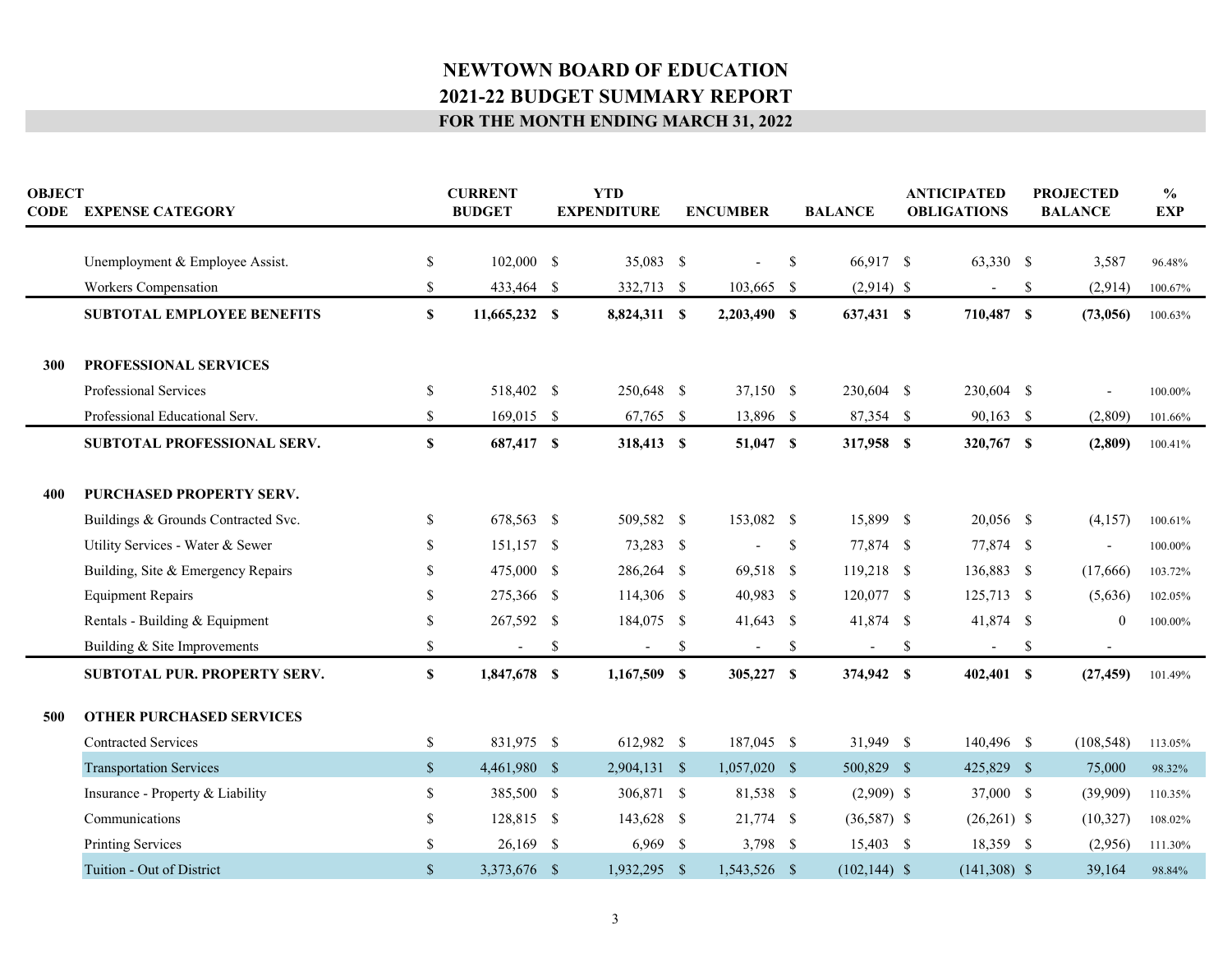# NEWTOWN BOARD OF EDUCATION
## 2021-22 BUDGET SUMMARY REPORT
### FOR THE MONTH ENDING MARCH 31, 2022

| OBJECT CODE | EXPENSE CATEGORY | CURRENT BUDGET | YTD EXPENDITURE | ENCUMBER | BALANCE | ANTICIPATED OBLIGATIONS | PROJECTED BALANCE | % EXP |
|---|---|---|---|---|---|---|---|---|
| | Unemployment & Employee Assist. | $ 102,000 | $ 35,083 | $ - | $ 66,917 | $ 63,330 | $ 3,587 | 96.48% |
| | Workers Compensation | $ 433,464 | $ 332,713 | $ 103,665 | $ (2,914) | $ - | $ (2,914) | 100.67% |
| | **SUBTOTAL EMPLOYEE BENEFITS** | **$ 11,665,232** | **$ 8,824,311** | **$ 2,203,490** | **$ 637,431** | **$ 710,487** | **$ (73,056)** | 100.63% |
| **300** | **PROFESSIONAL SERVICES** | | | | | | | |
| | Professional Services | $ 518,402 | $ 250,648 | $ 37,150 | $ 230,604 | $ 230,604 | $ - | 100.00% |
| | Professional Educational Serv. | $ 169,015 | $ 67,765 | $ 13,896 | $ 87,354 | $ 90,163 | $ (2,809) | 101.66% |
| | **SUBTOTAL PROFESSIONAL SERV.** | **$ 687,417** | **$ 318,413** | **$ 51,047** | **$ 317,958** | **$ 320,767** | **$ (2,809)** | 100.41% |
| **400** | **PURCHASED PROPERTY SERV.** | | | | | | | |
| | Buildings & Grounds Contracted Svc. | $ 678,563 | $ 509,582 | $ 153,082 | $ 15,899 | $ 20,056 | $ (4,157) | 100.61% |
| | Utility Services - Water & Sewer | $ 151,157 | $ 73,283 | $ - | $ 77,874 | $ 77,874 | $ - | 100.00% |
| | Building, Site & Emergency Repairs | $ 475,000 | $ 286,264 | $ 69,518 | $ 119,218 | $ 136,883 | $ (17,666) | 103.72% |
| | Equipment Repairs | $ 275,366 | $ 114,306 | $ 40,983 | $ 120,077 | $ 125,713 | $ (5,636) | 102.05% |
| | Rentals - Building & Equipment | $ 267,592 | $ 184,075 | $ 41,643 | $ 41,874 | $ 41,874 | $ 0 | 100.00% |
| | Building & Site Improvements | $ - | $ - | $ - | $ - | $ - | $ - | |
| | **SUBTOTAL PUR. PROPERTY SERV.** | **$ 1,847,678** | **$ 1,167,509** | **$ 305,227** | **$ 374,942** | **$ 402,401** | **$ (27,459)** | 101.49% |
| **500** | **OTHER PURCHASED SERVICES** | | | | | | | |
| | Contracted Services | $ 831,975 | $ 612,982 | $ 187,045 | $ 31,949 | $ 140,496 | $ (108,548) | 113.05% |
| | Transportation Services | $ 4,461,980 | $ 2,904,131 | $ 1,057,020 | $ 500,829 | $ 425,829 | $ 75,000 | 98.32% |
| | Insurance - Property & Liability | $ 385,500 | $ 306,871 | $ 81,538 | $ (2,909) | $ 37,000 | $ (39,909) | 110.35% |
| | Communications | $ 128,815 | $ 143,628 | $ 21,774 | $ (36,587) | $ (26,261) | $ (10,327) | 108.02% |
| | Printing Services | $ 26,169 | $ 6,969 | $ 3,798 | $ 15,403 | $ 18,359 | $ (2,956) | 111.30% |
| | Tuition - Out of District | $ 3,373,676 | $ 1,932,295 | $ 1,543,526 | $ (102,144) | $ (141,308) | $ 39,164 | 98.84% |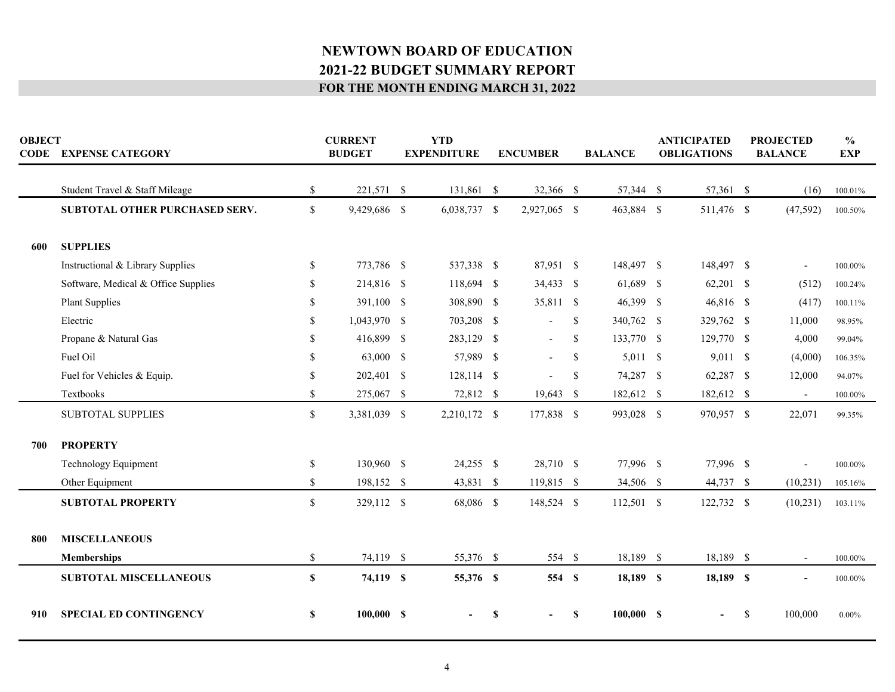# NEWTOWN BOARD OF EDUCATION
## 2021-22 BUDGET SUMMARY REPORT
### FOR THE MONTH ENDING MARCH 31, 2022

| OBJECT CODE | EXPENSE CATEGORY | CURRENT BUDGET | YTD EXPENDITURE | ENCUMBER | BALANCE | ANTICIPATED OBLIGATIONS | PROJECTED BALANCE | % EXP |
|---|---|---|---|---|---|---|---|---|
| | Student Travel & Staff Mileage | $ 221,571 | $ 131,861 | $ 32,366 | $ 57,344 | $ 57,361 | $ (16) | 100.01% |
| | **SUBTOTAL OTHER PURCHASED SERV.** | $ 9,429,686 | $ 6,038,737 | $ 2,927,065 | $ 463,884 | $ 511,476 | $ (47,592) | 100.50% |
| **600** | **SUPPLIES** | | | | | | | |
| | Instructional & Library Supplies | $ 773,786 | $ 537,338 | $ 87,951 | $ 148,497 | $ 148,497 | $ - | 100.00% |
| | Software, Medical & Office Supplies | $ 214,816 | $ 118,694 | $ 34,433 | $ 61,689 | $ 62,201 | $ (512) | 100.24% |
| | Plant Supplies | $ 391,100 | $ 308,890 | $ 35,811 | $ 46,399 | $ 46,816 | $ (417) | 100.11% |
| | Electric | $ 1,043,970 | $ 703,208 | $ - | $ 340,762 | $ 329,762 | $ 11,000 | 98.95% |
| | Propane & Natural Gas | $ 416,899 | $ 283,129 | $ - | $ 133,770 | $ 129,770 | $ 4,000 | 99.04% |
| | Fuel Oil | $ 63,000 | $ 57,989 | $ - | $ 5,011 | $ 9,011 | $ (4,000) | 106.35% |
| | Fuel for Vehicles & Equip. | $ 202,401 | $ 128,114 | $ - | $ 74,287 | $ 62,287 | $ 12,000 | 94.07% |
| | Textbooks | $ 275,067 | $ 72,812 | $ 19,643 | $ 182,612 | $ 182,612 | $ - | 100.00% |
| | SUBTOTAL SUPPLIES | $ 3,381,039 | $ 2,210,172 | $ 177,838 | $ 993,028 | $ 970,957 | $ 22,071 | 99.35% |
| **700** | **PROPERTY** | | | | | | | |
| | Technology Equipment | $ 130,960 | $ 24,255 | $ 28,710 | $ 77,996 | $ 77,996 | $ - | 100.00% |
| | Other Equipment | $ 198,152 | $ 43,831 | $ 119,815 | $ 34,506 | $ 44,737 | $ (10,231) | 105.16% |
| | **SUBTOTAL PROPERTY** | $ 329,112 | $ 68,086 | $ 148,524 | $ 112,501 | $ 122,732 | $ (10,231) | 103.11% |
| **800** | **MISCELLANEOUS** | | | | | | | |
| | **Memberships** | $ 74,119 | $ 55,376 | $ 554 | $ 18,189 | $ 18,189 | $ - | 100.00% |
| | **SUBTOTAL MISCELLANEOUS** | **$ 74,119** | **$ 55,376** | **$ 554** | **$ 18,189** | **$ 18,189** | **$ -** | 100.00% |
| **910** | **SPECIAL ED CONTINGENCY** | **$ 100,000** | **$ -** | **$ -** | **$ 100,000** | **$ -** | $ 100,000 | 0.00% |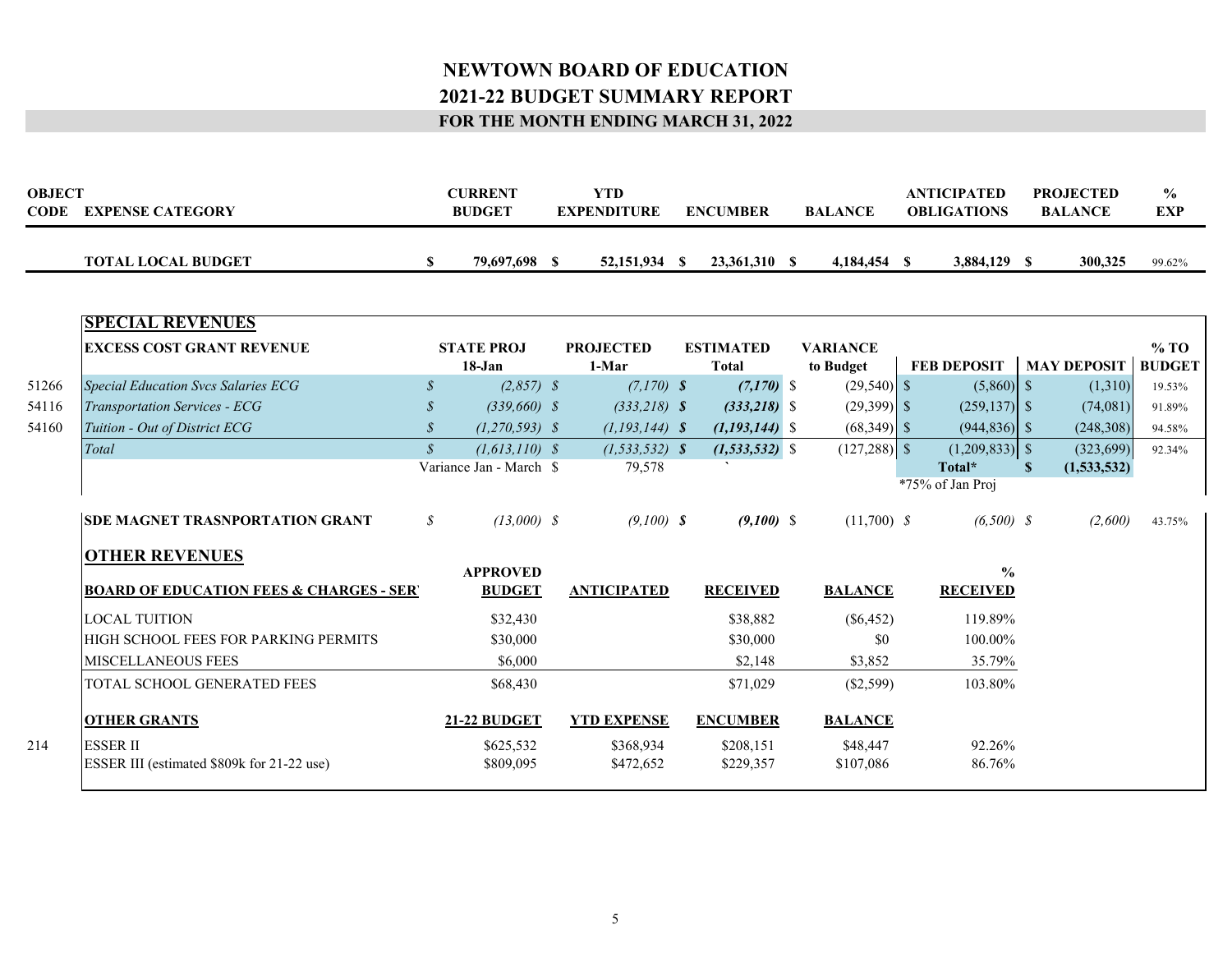# NEWTOWN BOARD OF EDUCATION
## 2021-22 BUDGET SUMMARY REPORT
### FOR THE MONTH ENDING MARCH 31, 2022

| OBJECT CODE | EXPENSE CATEGORY | CURRENT BUDGET | YTD EXPENDITURE | ENCUMBER | BALANCE | ANTICIPATED OBLIGATIONS | PROJECTED BALANCE | % EXP |
|---|---|---|---|---|---|---|---|---|
| | **TOTAL LOCAL BUDGET** | **$ 79,697,698** | **$ 52,151,934** | **$ 23,361,310** | **$ 4,184,454** | **$ 3,884,129** | **$ 300,325** | 99.62% |

## SPECIAL REVENUES

| OBJECT CODE | EXCESS COST GRANT REVENUE | STATE PROJ 18-Jan | PROJECTED 1-Mar | ESTIMATED Total | VARIANCE to Budget | FEB DEPOSIT | MAY DEPOSIT | % TO BUDGET |
|---|---|---|---|---|---|---|---|---|
| 51266 | *Special Education Svcs Salaries ECG* | *$ (2,857)* | *$ (7,170)* | ***$ (7,170)*** | $ (29,540) | $ (5,860) | $ (1,310) | 19.53% |
| 54116 | *Transportation Services - ECG* | *$ (339,660)* | *$ (333,218)* | ***$ (333,218)*** | $ (29,399) | $ (259,137) | $ (74,081) | 91.89% |
| 54160 | *Tuition - Out of District ECG* | *$ (1,270,593)* | *$ (1,193,144)* | ***$ (1,193,144)*** | $ (68,349) | $ (944,836) | $ (248,308) | 94.58% |
| | *Total* | *$ (1,613,110)* | *$ (1,533,532)* | ***$ (1,533,532)*** | $ (127,288) | $ (1,209,833) | $ (323,699) | 92.34% |
| | | Variance Jan - March | $ 79,578 | | | **Total*** | **$ (1,533,532)** | |
| | | | | | | *75% of Jan Proj | | |
| | **SDE MAGNET TRASNPORTATION GRANT** | *$ (13,000)* | *$ (9,100)* | ***$ (9,100)*** | $ (11,700) | *$ (6,500)* | *$ (2,600)* | 43.75% |

## OTHER REVENUES

| BOARD OF EDUCATION FEES & CHARGES - SER | APPROVED BUDGET | ANTICIPATED | RECEIVED | BALANCE | % RECEIVED |
|---|---|---|---|---|---|
| LOCAL TUITION | $32,430 | | $38,882 | ($6,452) | 119.89% |
| HIGH SCHOOL FEES FOR PARKING PERMITS | $30,000 | | $30,000 | $0 | 100.00% |
| MISCELLANEOUS FEES | $6,000 | | $2,148 | $3,852 | 35.79% |
| TOTAL SCHOOL GENERATED FEES | $68,430 | | $71,029 | ($2,599) | 103.80% |

| OBJECT CODE | OTHER GRANTS | 21-22 BUDGET | YTD EXPENSE | ENCUMBER | BALANCE | |
|---|---|---|---|---|---|---|
| 214 | ESSER II | $625,532 | $368,934 | $208,151 | $48,447 | 92.26% |
| | ESSER III (estimated $809k for 21-22 use) | $809,095 | $472,652 | $229,357 | $107,086 | 86.76% |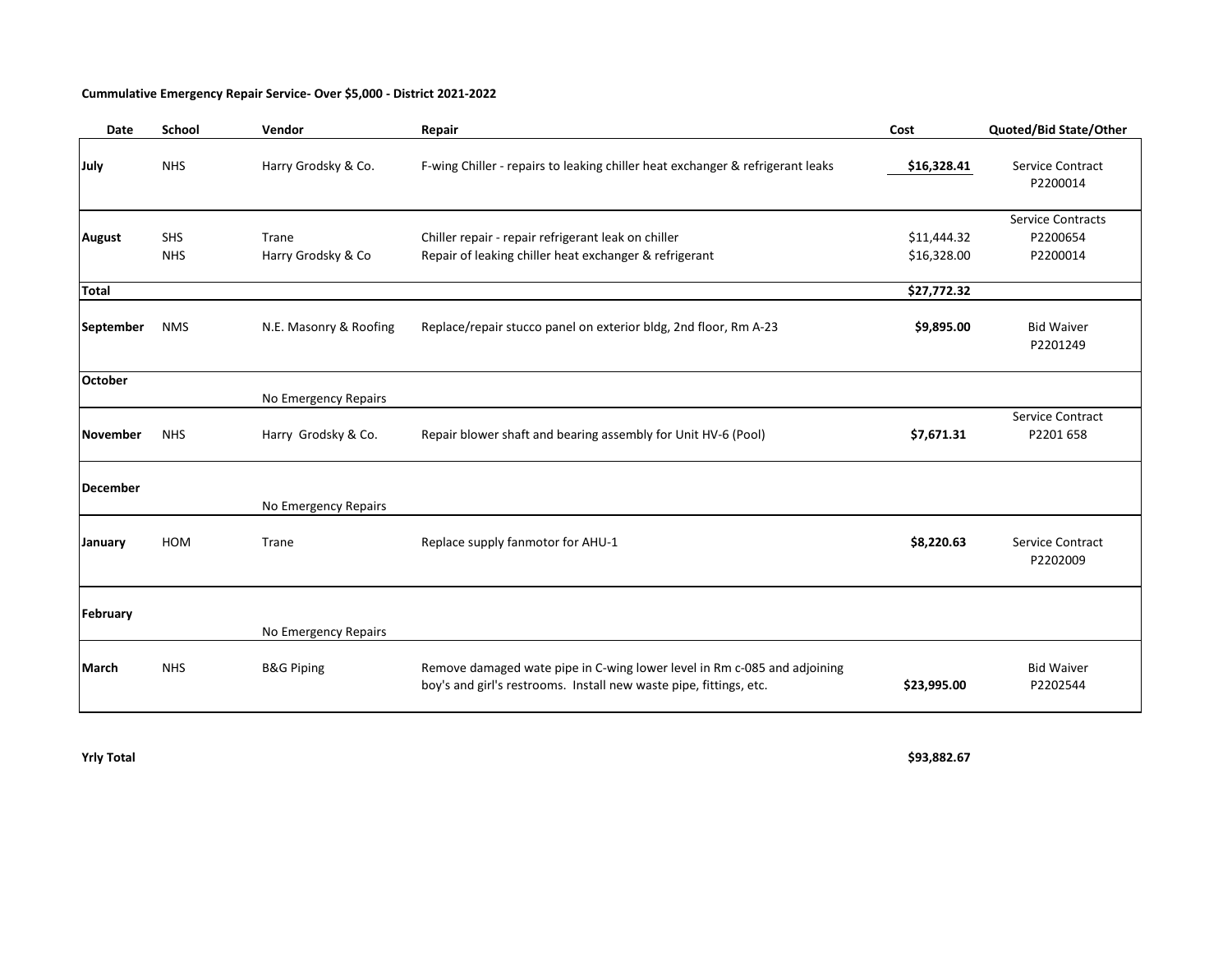**Cummulative Emergency Repair Service- Over $5,000 - District 2021-2022**

| Date | School | Vendor | Repair | Cost | Quoted/Bid State/Other |
|---|---|---|---|---|---|
| **July** | NHS | Harry Grodsky & Co. | F-wing Chiller - repairs to leaking chiller heat exchanger & refrigerant leaks | **$16,328.41** | Service Contract P2200014 |
| **August** | SHS | Trane | Chiller repair - repair refrigerant leak on chiller | $11,444.32 | Service Contracts P2200654 |
| | NHS | Harry Grodsky & Co | Repair of leaking chiller heat exchanger & refrigerant | $16,328.00 | P2200014 |
| **Total** | | | | **$27,772.32** | |
| **September** | NMS | N.E. Masonry & Roofing | Replace/repair stucco panel on exterior bldg, 2nd floor, Rm A-23 | **$9,895.00** | Bid Waiver P2201249 |
| **October** | | No Emergency Repairs | | | |
| **November** | NHS | Harry Grodsky & Co. | Repair blower shaft and bearing assembly for Unit HV-6 (Pool) | **$7,671.31** | Service Contract P2201 658 |
| **December** | | No Emergency Repairs | | | |
| **January** | HOM | Trane | Replace supply fanmotor for AHU-1 | **$8,220.63** | Service Contract P2202009 |
| **February** | | No Emergency Repairs | | | |
| **March** | NHS | B&G Piping | Remove damaged wate pipe in C-wing lower level in Rm c-085 and adjoining boy's and girl's restrooms. Install new waste pipe, fittings, etc. | **$23,995.00** | Bid Waiver P2202544 |

**Yrly Total** **$93,882.67**